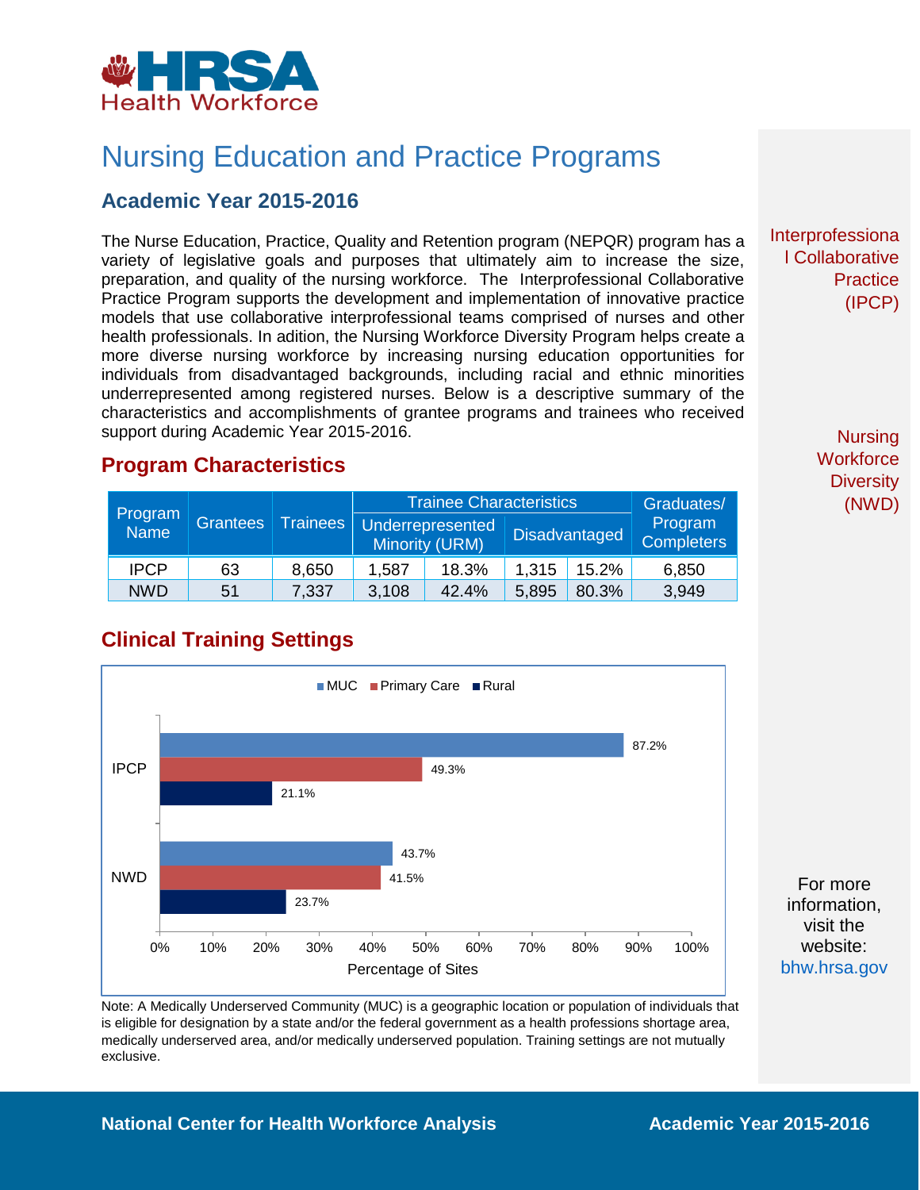HRSA Health Workforce

# Nursing Education and Practice Programs

## Academic Year 2015-2016

The Nurse Education, Practice, Quality and Retention program (NEPQR) program has a variety of legislative goals and purposes that ultimately aim to increase the size, preparation, and quality of the nursing workforce. The Interprofessional Collaborative Practice Program supports the development and implementation of innovative practice models that use collaborative interprofessional teams comprised of nurses and other health professionals. In adition, the Nursing Workforce Diversity Program helps create a more diverse nursing workforce by increasing nursing education opportunities for individuals from disadvantaged backgrounds, including racial and ethnic minorities underrepresented among registered nurses. Below is a descriptive summary of the characteristics and accomplishments of grantee programs and trainees who received support during Academic Year 2015-2016.

Interprofessional Collaborative Practice (IPCP)

Nursing Workforce Diversity (NWD)

## Program Characteristics

| Program Name | Grantees | Trainees | Trainee Characteristics | | | | Graduates/ Program Completers |
|---|---|---|---|---|---|---|---|
| | | | Underrepresented Minority (URM) | | Disadvantaged | | |
| IPCP | 63 | 8,650 | 1,587 | 18.3% | 1,315 | 15.2% | 6,850 |
| NWD | 51 | 7,337 | 3,108 | 42.4% | 5,895 | 80.3% | 3,949 |

## Clinical Training Settings

| Program | MUC | Primary Care | Rural |
|---|---|---|---|
| IPCP | 87.2% | 49.3% | 21.1% |
| NWD | 43.7% | 41.5% | 23.7% |

Percentage of Sites

Note: A Medically Underserved Community (MUC) is a geographic location or population of individuals that is eligible for designation by a state and/or the federal government as a health professions shortage area, medically underserved area, and/or medically underserved population. Training settings are not mutually exclusive.

For more information, visit the website: bhw.hrsa.gov

National Center for Health Workforce Analysis — Academic Year 2015-2016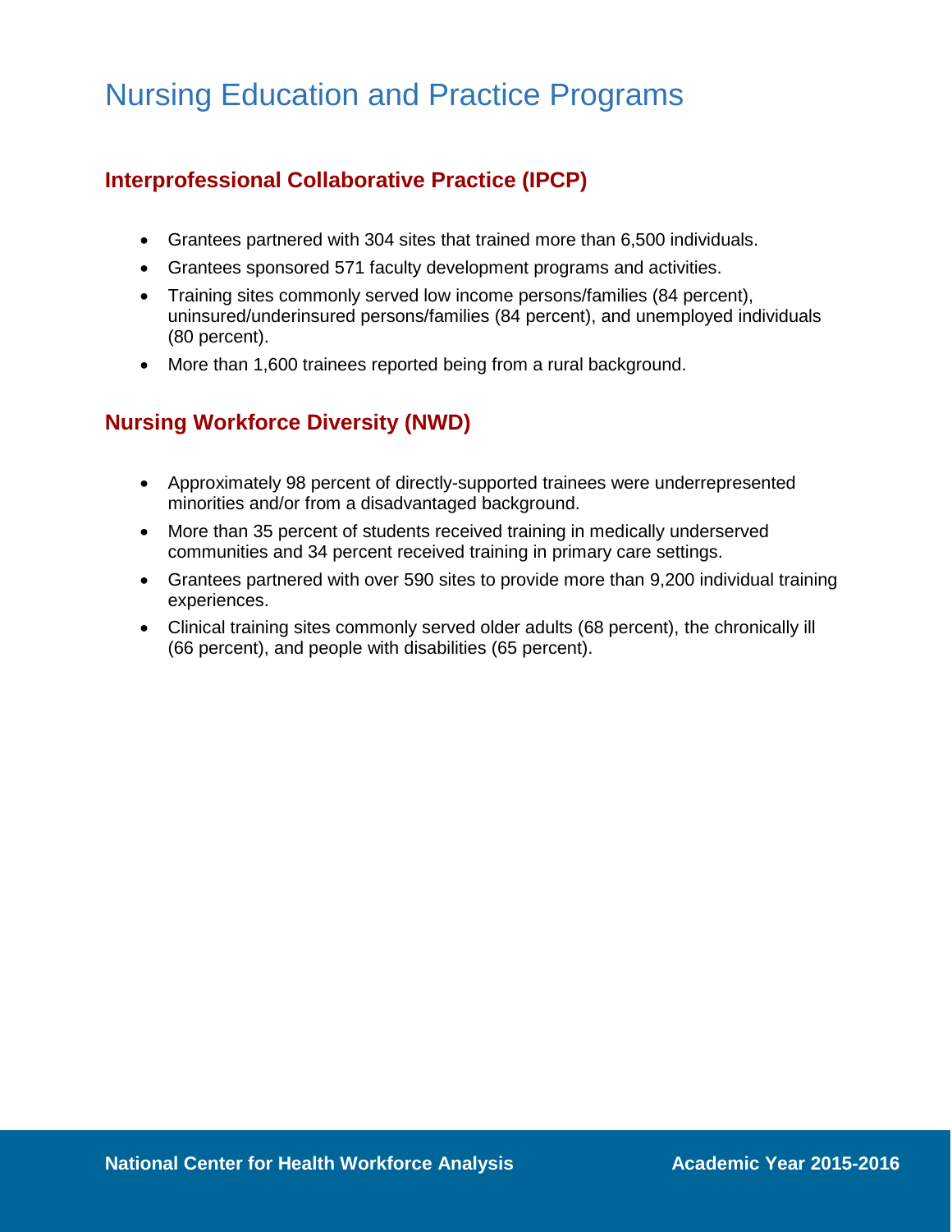# Nursing Education and Practice Programs

## Interprofessional Collaborative Practice (IPCP)

- Grantees partnered with 304 sites that trained more than 6,500 individuals.
- Grantees sponsored 571 faculty development programs and activities.
- Training sites commonly served low income persons/families (84 percent), uninsured/underinsured persons/families (84 percent), and unemployed individuals (80 percent).
- More than 1,600 trainees reported being from a rural background.

## Nursing Workforce Diversity (NWD)

- Approximately 98 percent of directly-supported trainees were underrepresented minorities and/or from a disadvantaged background.
- More than 35 percent of students received training in medically underserved communities and 34 percent received training in primary care settings.
- Grantees partnered with over 590 sites to provide more than 9,200 individual training experiences.
- Clinical training sites commonly served older adults (68 percent), the chronically ill (66 percent), and people with disabilities (65 percent).